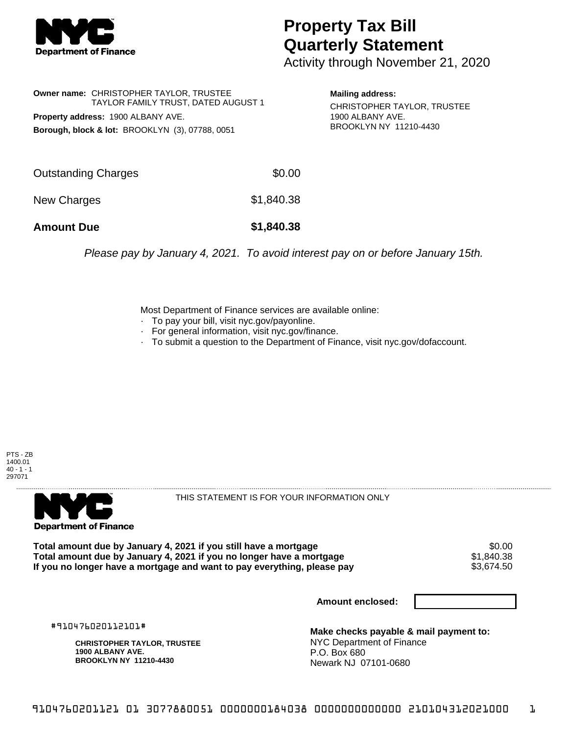# Property Tax Bill Quarterly Statement

Activity through November 21, 2020

**Owner name:** CHRISTOPHER TAYLOR, TRUSTEE
TAYLOR FAMILY TRUST, DATED AUGUST 1

**Property address:** 1900 ALBANY AVE.

**Borough, block & lot:** BROOKLYN (3), 07788, 0051

**Mailing address:**
CHRISTOPHER TAYLOR, TRUSTEE
1900 ALBANY AVE.
BROOKLYN NY 11210-4430

| | |
|---|---|
| Outstanding Charges | $0.00 |
| New Charges | $1,840.38 |
| **Amount Due** | **$1,840.38** |

*Please pay by January 4, 2021. To avoid interest pay on or before January 15th.*

Most Department of Finance services are available online:
- To pay your bill, visit nyc.gov/payonline.
- For general information, visit nyc.gov/finance.
- To submit a question to the Department of Finance, visit nyc.gov/dofaccount.

PTS - ZB
1400.01
40 - 1 - 1
297071

THIS STATEMENT IS FOR YOUR INFORMATION ONLY

| | |
|---|---|
| **Total amount due by January 4, 2021 if you still have a mortgage** | $0.00 |
| **Total amount due by January 4, 2021 if you no longer have a mortgage** | $1,840.38 |
| **If you no longer have a mortgage and want to pay everything, please pay** | $3,674.50 |

**Amount enclosed:**

#910476020112101#

**CHRISTOPHER TAYLOR, TRUSTEE**
**1900 ALBANY AVE.**
**BROOKLYN NY 11210-4430**

**Make checks payable & mail payment to:**
NYC Department of Finance
P.O. Box 680
Newark NJ 07101-0680

9104760201121 01 3077880051 0000000184038 0000000000000 210104312021000 1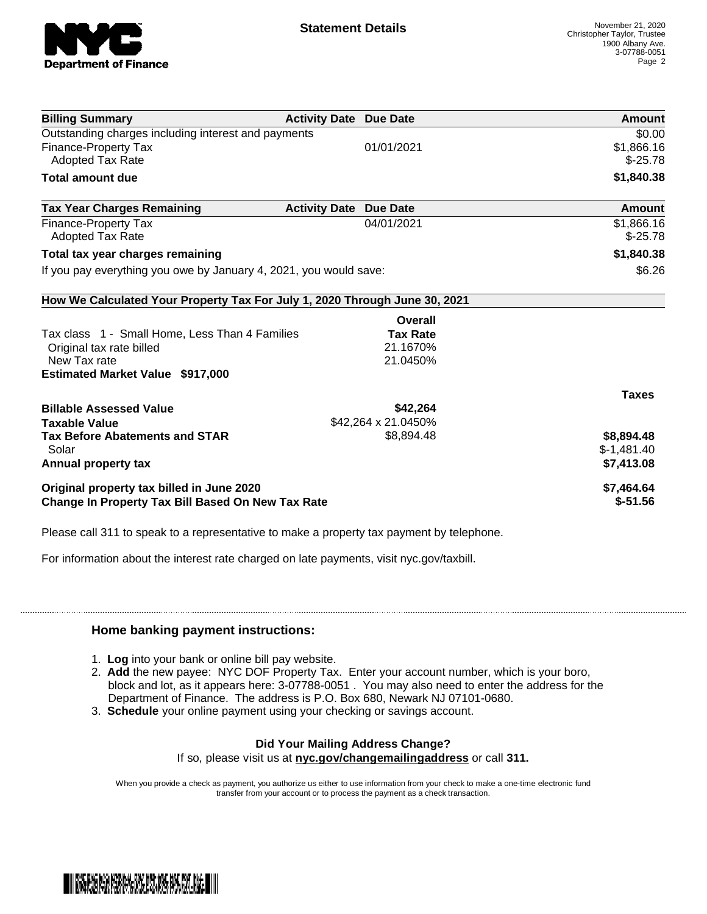**Statement Details**

November 21, 2020
Christopher Taylor, Trustee
1900 Albany Ave.
3-07788-0051

| Billing Summary | Activity Date | Due Date | Amount |
|---|---|---|---|
| Outstanding charges including interest and payments | | | $0.00 |
| Finance-Property Tax | | 01/01/2021 | $1,866.16 |
| Adopted Tax Rate | | | $-25.78 |
| **Total amount due** | | | **$1,840.38** |

| Tax Year Charges Remaining | Activity Date | Due Date | Amount |
|---|---|---|---|
| Finance-Property Tax | | 04/01/2021 | $1,866.16 |
| Adopted Tax Rate | | | $-25.78 |
| **Total tax year charges remaining** | | | **$1,840.38** |
| If you pay everything you owe by January 4, 2021, you would save: | | | $6.26 |

**How We Calculated Your Property Tax For July 1, 2020 Through June 30, 2021**

| | Overall Tax Rate | |
|---|---|---|
| Tax class 1 - Small Home, Less Than 4 Families | | |
| Original tax rate billed | 21.1670% | |
| New Tax rate | 21.0450% | |
| **Estimated Market Value $917,000** | | |
| | | **Taxes** |
| **Billable Assessed Value** | **$42,264** | |
| **Taxable Value** | $42,264 x 21.0450% | |
| **Tax Before Abatements and STAR** | $8,894.48 | **$8,894.48** |
| Solar | | $-1,481.40 |
| **Annual property tax** | | **$7,413.08** |
| **Original property tax billed in June 2020** | | **$7,464.64** |
| **Change In Property Tax Bill Based On New Tax Rate** | | **$-51.56** |

Please call 311 to speak to a representative to make a property tax payment by telephone.

For information about the interest rate charged on late payments, visit nyc.gov/taxbill.

### Home banking payment instructions:

1. **Log** into your bank or online bill pay website.
2. **Add** the new payee: NYC DOF Property Tax. Enter your account number, which is your boro, block and lot, as it appears here: 3-07788-0051 . You may also need to enter the address for the Department of Finance. The address is P.O. Box 680, Newark NJ 07101-0680.
3. **Schedule** your online payment using your checking or savings account.

**Did Your Mailing Address Change?**
If so, please visit us at **nyc.gov/changemailingaddress** or call **311.**

When you provide a check as payment, you authorize us either to use information from your check to make a one-time electronic fund transfer from your account or to process the payment as a check transaction.